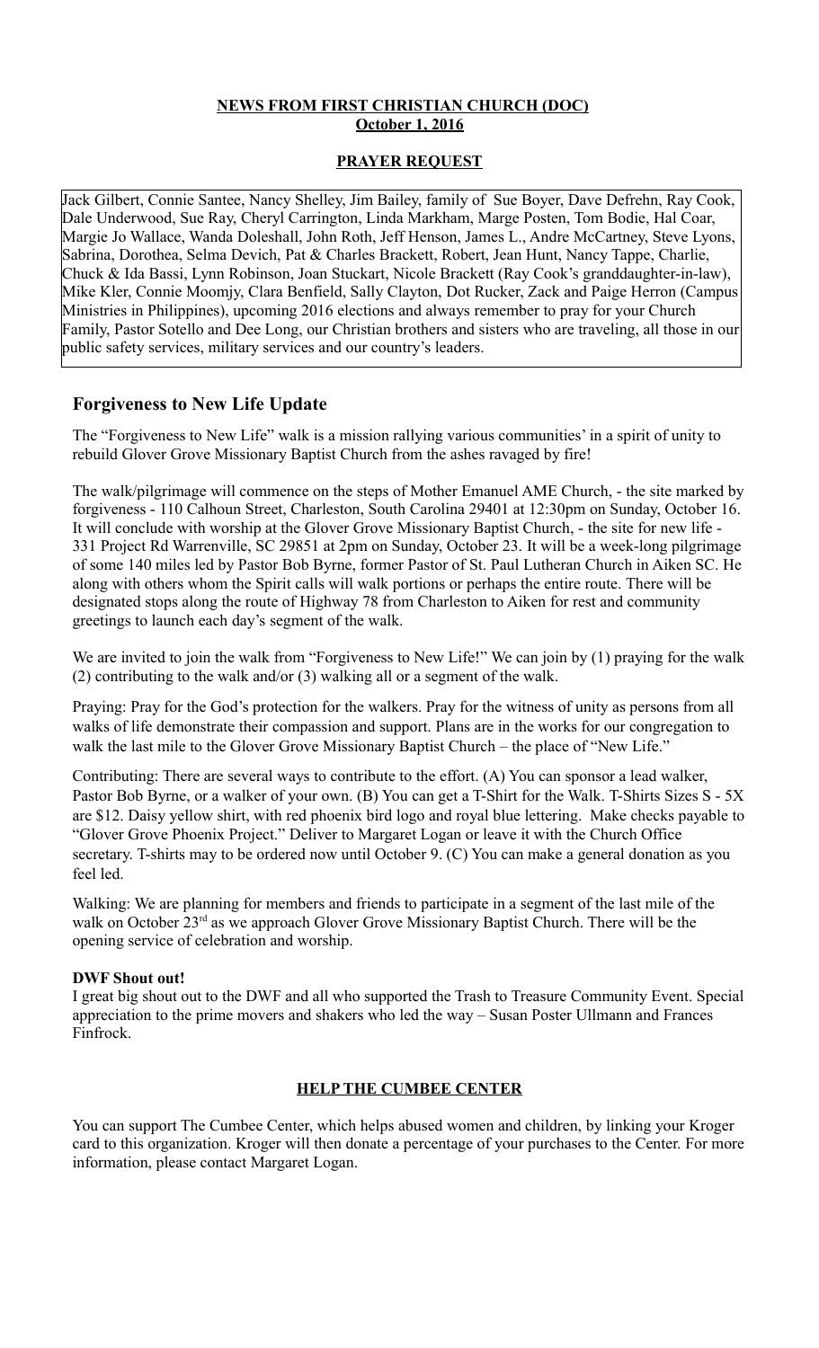**NEWS FROM FIRST CHRISTIAN CHURCH (DOC)**
**October 1, 2016**

**PRAYER REQUEST**

Jack Gilbert, Connie Santee, Nancy Shelley, Jim Bailey, family of Sue Boyer, Dave Defrehn, Ray Cook, Dale Underwood, Sue Ray, Cheryl Carrington, Linda Markham, Marge Posten, Tom Bodie, Hal Coar, Margie Jo Wallace, Wanda Doleshall, John Roth, Jeff Henson, James L., Andre McCartney, Steve Lyons, Sabrina, Dorothea, Selma Devich, Pat & Charles Brackett, Robert, Jean Hunt, Nancy Tappe, Charlie, Chuck & Ida Bassi, Lynn Robinson, Joan Stuckart, Nicole Brackett (Ray Cook's granddaughter-in-law), Mike Kler, Connie Moomjy, Clara Benfield, Sally Clayton, Dot Rucker, Zack and Paige Herron (Campus Ministries in Philippines), upcoming 2016 elections and always remember to pray for your Church Family, Pastor Sotello and Dee Long, our Christian brothers and sisters who are traveling, all those in our public safety services, military services and our country's leaders.

## Forgiveness to New Life Update

The "Forgiveness to New Life" walk is a mission rallying various communities' in a spirit of unity to rebuild Glover Grove Missionary Baptist Church from the ashes ravaged by fire!

The walk/pilgrimage will commence on the steps of Mother Emanuel AME Church, - the site marked by forgiveness - 110 Calhoun Street, Charleston, South Carolina 29401 at 12:30pm on Sunday, October 16. It will conclude with worship at the Glover Grove Missionary Baptist Church, - the site for new life - 331 Project Rd Warrenville, SC 29851 at 2pm on Sunday, October 23. It will be a week-long pilgrimage of some 140 miles led by Pastor Bob Byrne, former Pastor of St. Paul Lutheran Church in Aiken SC. He along with others whom the Spirit calls will walk portions or perhaps the entire route. There will be designated stops along the route of Highway 78 from Charleston to Aiken for rest and community greetings to launch each day's segment of the walk.

We are invited to join the walk from "Forgiveness to New Life!" We can join by (1) praying for the walk (2) contributing to the walk and/or (3) walking all or a segment of the walk.

Praying: Pray for the God's protection for the walkers. Pray for the witness of unity as persons from all walks of life demonstrate their compassion and support. Plans are in the works for our congregation to walk the last mile to the Glover Grove Missionary Baptist Church – the place of "New Life."

Contributing: There are several ways to contribute to the effort. (A) You can sponsor a lead walker, Pastor Bob Byrne, or a walker of your own. (B) You can get a T-Shirt for the Walk. T-Shirts Sizes S - 5X are $12. Daisy yellow shirt, with red phoenix bird logo and royal blue lettering. Make checks payable to "Glover Grove Phoenix Project." Deliver to Margaret Logan or leave it with the Church Office secretary. T-shirts may to be ordered now until October 9. (C) You can make a general donation as you feel led.

Walking: We are planning for members and friends to participate in a segment of the last mile of the walk on October 23rd as we approach Glover Grove Missionary Baptist Church. There will be the opening service of celebration and worship.

**DWF Shout out!**

I great big shout out to the DWF and all who supported the Trash to Treasure Community Event. Special appreciation to the prime movers and shakers who led the way – Susan Poster Ullmann and Frances Finfrock.

**HELP THE CUMBEE CENTER**

You can support The Cumbee Center, which helps abused women and children, by linking your Kroger card to this organization. Kroger will then donate a percentage of your purchases to the Center. For more information, please contact Margaret Logan.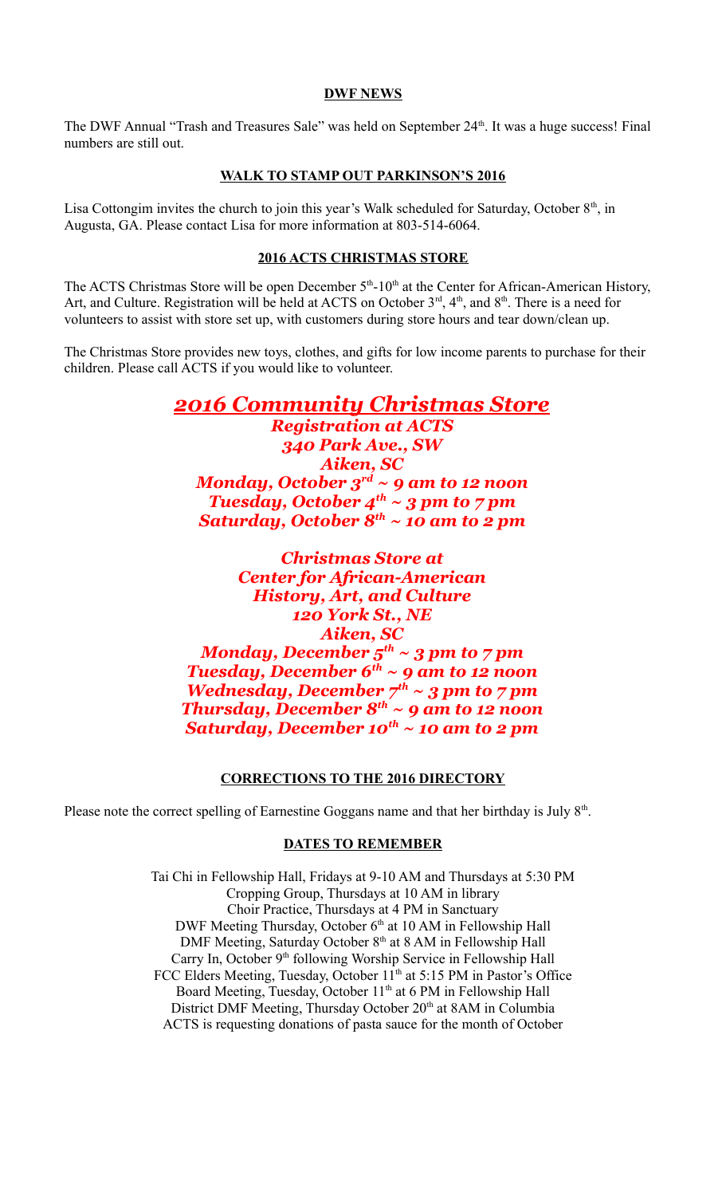## DWF NEWS

The DWF Annual "Trash and Treasures Sale" was held on September 24th. It was a huge success! Final numbers are still out.

## WALK TO STAMP OUT PARKINSON'S 2016

Lisa Cottongim invites the church to join this year's Walk scheduled for Saturday, October 8th, in Augusta, GA. Please contact Lisa for more information at 803-514-6064.

## 2016 ACTS CHRISTMAS STORE

The ACTS Christmas Store will be open December 5th-10th at the Center for African-American History, Art, and Culture. Registration will be held at ACTS on October 3rd, 4th, and 8th. There is a need for volunteers to assist with store set up, with customers during store hours and tear down/clean up.

The Christmas Store provides new toys, clothes, and gifts for low income parents to purchase for their children. Please call ACTS if you would like to volunteer.

***2016 Community Christmas Store***

***Registration at ACTS***
***340 Park Ave., SW***
***Aiken, SC***
***Monday, October 3rd ~ 9 am to 12 noon***
***Tuesday, October 4th ~ 3 pm to 7 pm***
***Saturday, October 8th ~ 10 am to 2 pm***

***Christmas Store at***
***Center for African-American***
***History, Art, and Culture***
***120 York St., NE***
***Aiken, SC***
***Monday, December 5th ~ 3 pm to 7 pm***
***Tuesday, December 6th ~ 9 am to 12 noon***
***Wednesday, December 7th ~ 3 pm to 7 pm***
***Thursday, December 8th ~ 9 am to 12 noon***
***Saturday, December 10th ~ 10 am to 2 pm***

## CORRECTIONS TO THE 2016 DIRECTORY

Please note the correct spelling of Earnestine Goggans name and that her birthday is July 8th.

## DATES TO REMEMBER

Tai Chi in Fellowship Hall, Fridays at 9-10 AM and Thursdays at 5:30 PM
Cropping Group, Thursdays at 10 AM in library
Choir Practice, Thursdays at 4 PM in Sanctuary
DWF Meeting Thursday, October 6th at 10 AM in Fellowship Hall
DMF Meeting, Saturday October 8th at 8 AM in Fellowship Hall
Carry In, October 9th following Worship Service in Fellowship Hall
FCC Elders Meeting, Tuesday, October 11th at 5:15 PM in Pastor's Office
Board Meeting, Tuesday, October 11th at 6 PM in Fellowship Hall
District DMF Meeting, Thursday October 20th at 8AM in Columbia
ACTS is requesting donations of pasta sauce for the month of October